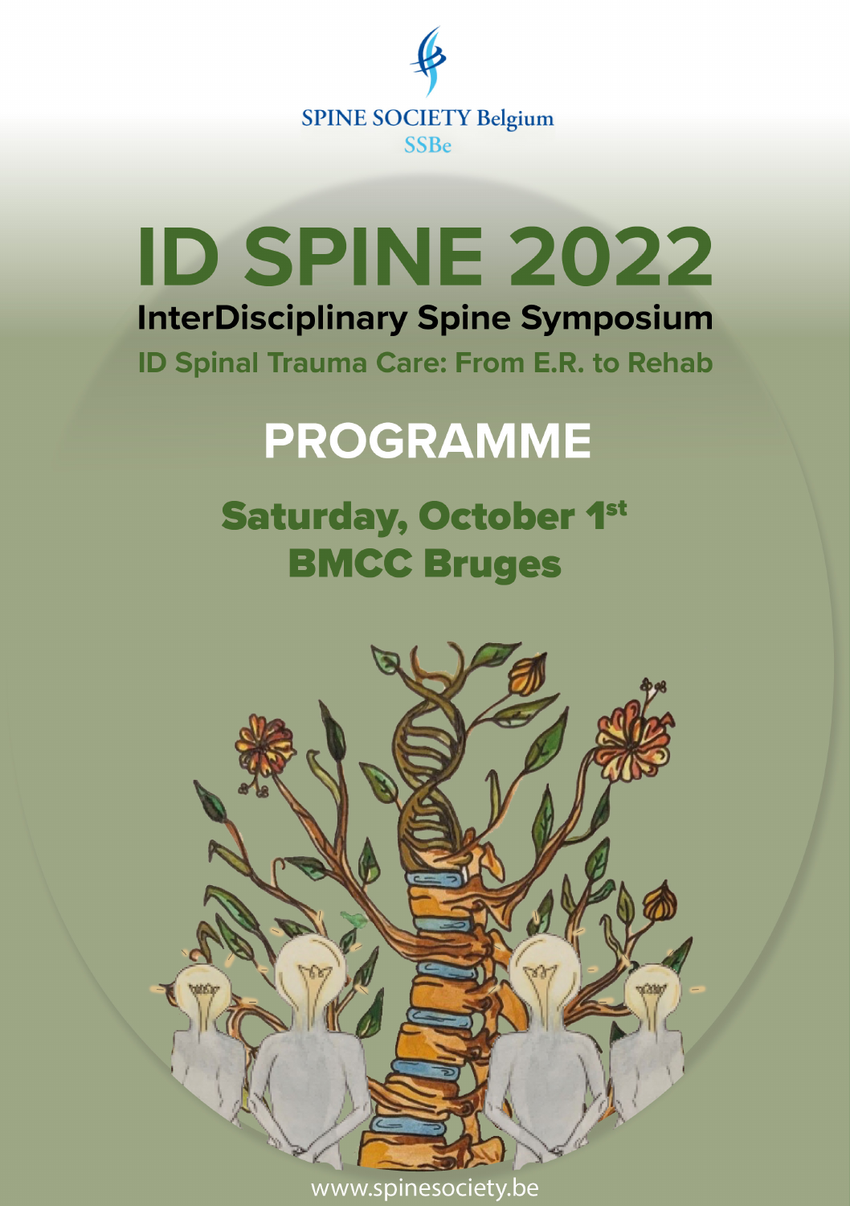SPINE SOCIETY Belgium
SSBe

# ID SPINE 2022

## InterDisciplinary Spine Symposium

### ID Spinal Trauma Care: From E.R. to Rehab

## PROGRAMME

### Saturday, October 1st
### BMCC Bruges

www.spinesociety.be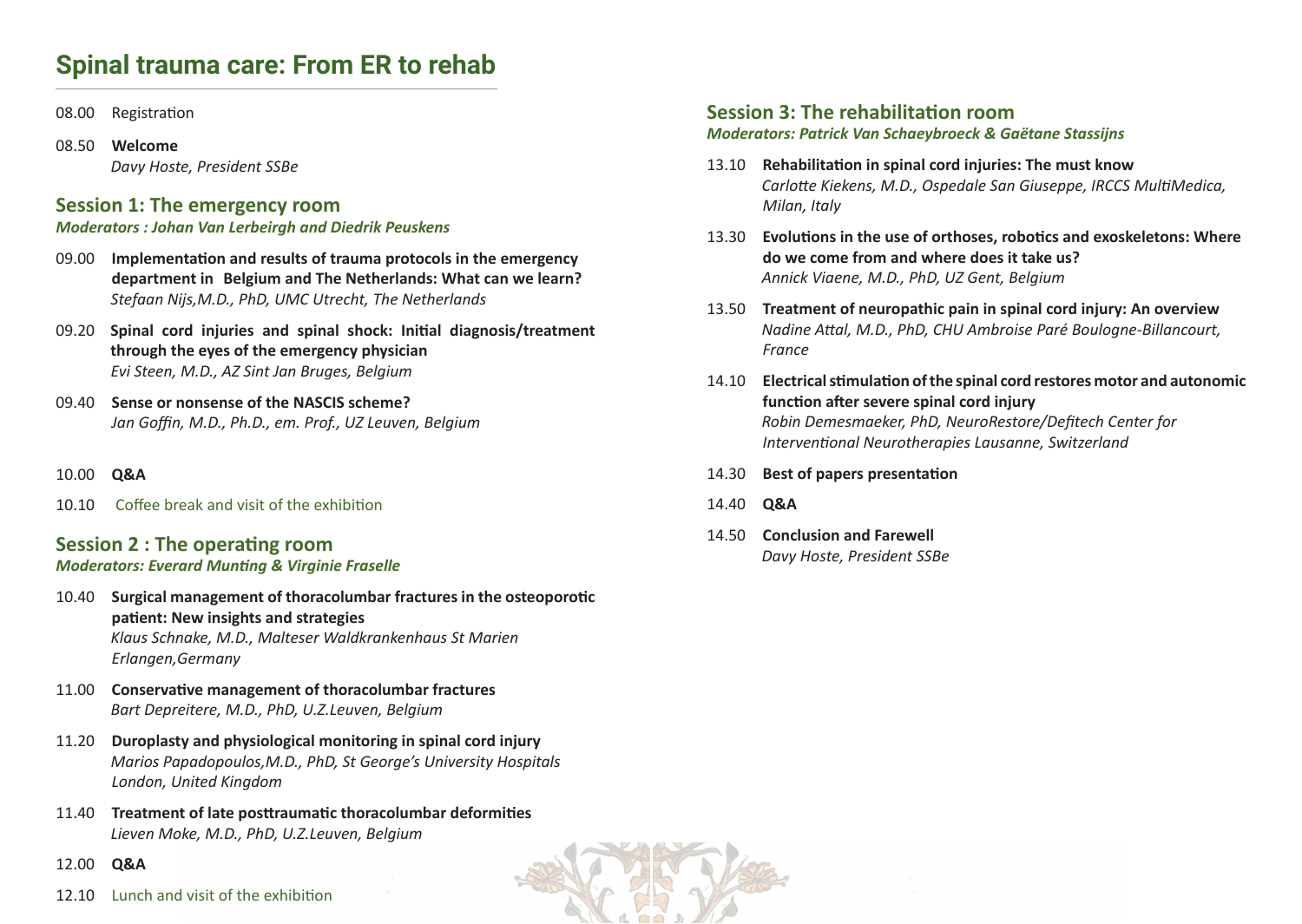# Spinal trauma care: From ER to rehab

08.00 Registration

08.50 **Welcome**
*Davy Hoste, President SSBe*

## Session 1: The emergency room

***Moderators : Johan Van Lerbeirgh and Diedrik Peuskens***

09.00 **Implementation and results of trauma protocols in the emergency department in Belgium and The Netherlands: What can we learn?**
*Stefaan Nijs,M.D., PhD, UMC Utrecht, The Netherlands*

09.20 **Spinal cord injuries and spinal shock: Initial diagnosis/treatment through the eyes of the emergency physician**
*Evi Steen, M.D., AZ Sint Jan Bruges, Belgium*

09.40 **Sense or nonsense of the NASCIS scheme?**
*Jan Goffin, M.D., Ph.D., em. Prof., UZ Leuven, Belgium*

10.00 **Q&A**

10.10 Coffee break and visit of the exhibition

## Session 2 : The operating room

***Moderators: Everard Munting & Virginie Fraselle***

10.40 **Surgical management of thoracolumbar fractures in the osteoporotic patient: New insights and strategies**
*Klaus Schnake, M.D., Malteser Waldkrankenhaus St Marien Erlangen,Germany*

11.00 **Conservative management of thoracolumbar fractures**
*Bart Depreitere, M.D., PhD, U.Z.Leuven, Belgium*

11.20 **Duroplasty and physiological monitoring in spinal cord injury**
*Marios Papadopoulos,M.D., PhD, St George's University Hospitals London, United Kingdom*

11.40 **Treatment of late posttraumatic thoracolumbar deformities**
*Lieven Moke, M.D., PhD, U.Z.Leuven, Belgium*

12.00 **Q&A**

12.10 Lunch and visit of the exhibition

## Session 3: The rehabilitation room

***Moderators: Patrick Van Schaeybroeck & Gaëtane Stassijns***

13.10 **Rehabilitation in spinal cord injuries: The must know**
*Carlotte Kiekens, M.D., Ospedale San Giuseppe, IRCCS MultiMedica, Milan, Italy*

13.30 **Evolutions in the use of orthoses, robotics and exoskeletons: Where do we come from and where does it take us?**
*Annick Viaene, M.D., PhD, UZ Gent, Belgium*

13.50 **Treatment of neuropathic pain in spinal cord injury: An overview**
*Nadine Attal, M.D., PhD, CHU Ambroise Paré Boulogne-Billancourt, France*

14.10 **Electrical stimulation of the spinal cord restores motor and autonomic function after severe spinal cord injury**
*Robin Demesmaeker, PhD, NeuroRestore/Defitech Center for Interventional Neurotherapies Lausanne, Switzerland*

14.30 **Best of papers presentation**

14.40 **Q&A**

14.50 **Conclusion and Farewell**
*Davy Hoste, President SSBe*